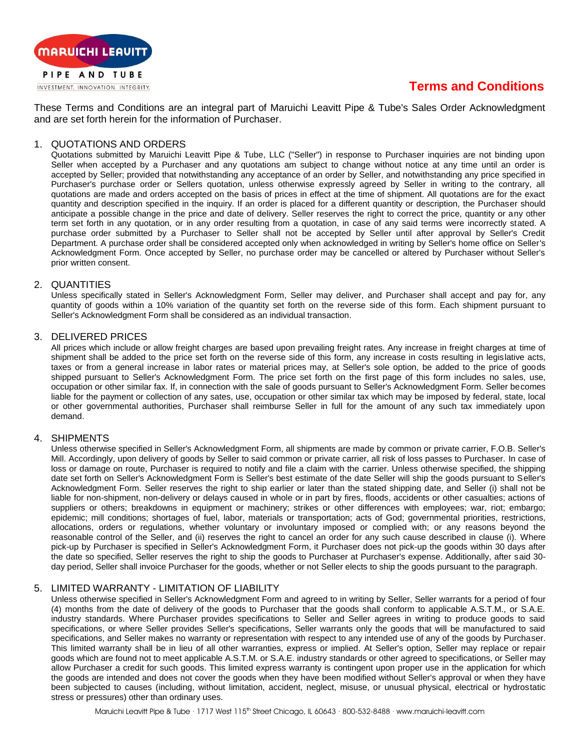MARUICHI LEAVITT

PIPE AND TUBE

INVESTMENT. INNOVATION. INTEGRITY.

# Terms and Conditions

These Terms and Conditions are an integral part of Maruichi Leavitt Pipe & Tube's Sales Order Acknowledgment and are set forth herein for the information of Purchaser.

1. QUOTATIONS AND ORDERS
   Quotations submitted by Maruichi Leavitt Pipe & Tube, LLC ("Seller") in response to Purchaser inquiries are not binding upon Seller when accepted by a Purchaser and any quotations am subject to change without notice at any time until an order is accepted by Seller; provided that notwithstanding any acceptance of an order by Seller, and notwithstanding any price specified in Purchaser's purchase order or Sellers quotation, unless otherwise expressly agreed by Seller in writing to the contrary, all quotations are made and orders accepted on the basis of prices in effect at the time of shipment. All quotations are for the exact quantity and description specified in the inquiry. If an order is placed for a different quantity or description, the Purchaser should anticipate a possible change in the price and date of delivery. Seller reserves the right to correct the price, quantity or any other term set forth in any quotation, or in any order resulting from a quotation, in case of any said terms were incorrectly stated. A purchase order submitted by a Purchaser to Seller shall not be accepted by Seller until after approval by Seller's Credit Department. A purchase order shall be considered accepted only when acknowledged in writing by Seller's home office on Seller's Acknowledgment Form. Once accepted by Seller, no purchase order may be cancelled or altered by Purchaser without Seller's prior written consent.

2. QUANTITIES
   Unless specifically stated in Seller's Acknowledgment Form, Seller may deliver, and Purchaser shall accept and pay for, any quantity of goods within a 10% variation of the quantity set forth on the reverse side of this form. Each shipment pursuant to Seller's Acknowledgment Form shall be considered as an individual transaction.

3. DELIVERED PRICES
   All prices which include or allow freight charges are based upon prevailing freight rates. Any increase in freight charges at time of shipment shall be added to the price set forth on the reverse side of this form, any increase in costs resulting in legislative acts, taxes or from a general increase in labor rates or material prices may, at Seller's sole option, be added to the price of goods shipped pursuant to Seller's Acknowledgment Form. The price set forth on the first page of this form includes no sales, use, occupation or other similar fax. If, in connection with the sale of goods pursuant to Seller's Acknowledgment Form. Seller becomes liable for the payment or collection of any sates, use, occupation or other similar tax which may be imposed by federal, state, local or other governmental authorities, Purchaser shall reimburse Seller in full for the amount of any such tax immediately upon demand.

4. SHIPMENTS
   Unless otherwise specified in Seller's Acknowledgment Form, all shipments are made by common or private carrier, F.O.B. Seller's Mill. Accordingly, upon delivery of goods by Seller to said common or private carrier, all risk of loss passes to Purchaser. In case of loss or damage on route, Purchaser is required to notify and file a claim with the carrier. Unless otherwise specified, the shipping date set forth on Seller's Acknowledgment Form is Seller's best estimate of the date Seller will ship the goods pursuant to Seller's Acknowledgment Form. Seller reserves the right to ship earlier or later than the stated shipping date, and Seller (i) shall not be liable for non-shipment, non-delivery or delays caused in whole or in part by fires, floods, accidents or other casualties; actions of suppliers or others; breakdowns in equipment or machinery; strikes or other differences with employees; war, riot; embargo; epidemic; mill conditions; shortages of fuel, labor, materials or transportation; acts of God; governmental priorities, restrictions, allocations, orders or regulations, whether voluntary or involuntary imposed or complied with; or any reasons beyond the reasonable control of the Seller, and (ii) reserves the right to cancel an order for any such cause described in clause (i). Where pick-up by Purchaser is specified in Seller's Acknowledgment Form, it Purchaser does not pick-up the goods within 30 days after the date so specified, Seller reserves the right to ship the goods to Purchaser at Purchaser's expense. Additionally, after said 30-day period, Seller shall invoice Purchaser for the goods, whether or not Seller elects to ship the goods pursuant to the paragraph.

5. LIMITED WARRANTY - LIMITATION OF LIABILITY
   Unless otherwise specified in Seller's Acknowledgment Form and agreed to in writing by Seller, Seller warrants for a period of four (4) months from the date of delivery of the goods to Purchaser that the goods shall conform to applicable A.S.T.M., or S.A.E. industry standards. Where Purchaser provides specifications to Seller and Seller agrees in writing to produce goods to said specifications, or where Seller provides Seller's specifications, Seller warrants only the goods that will be manufactured to said specifications, and Seller makes no warranty or representation with respect to any intended use of any of the goods by Purchaser. This limited warranty shall be in lieu of all other warranties, express or implied. At Seller's option, Seller may replace or repair goods which are found not to meet applicable A.S.T.M. or S.A.E. industry standards or other agreed to specifications, or Seller may allow Purchaser a credit for such goods. This limited express warranty is contingent upon proper use in the application for which the goods are intended and does not cover the goods when they have been modified without Seller's approval or when they have been subjected to causes (including, without limitation, accident, neglect, misuse, or unusual physical, electrical or hydrostatic stress or pressures) other than ordinary uses.

Maruichi Leavitt Pipe & Tube · 1717 West 115th Street Chicago, IL 60643 · 800-532-8488 · www.maruichi-leavitt.com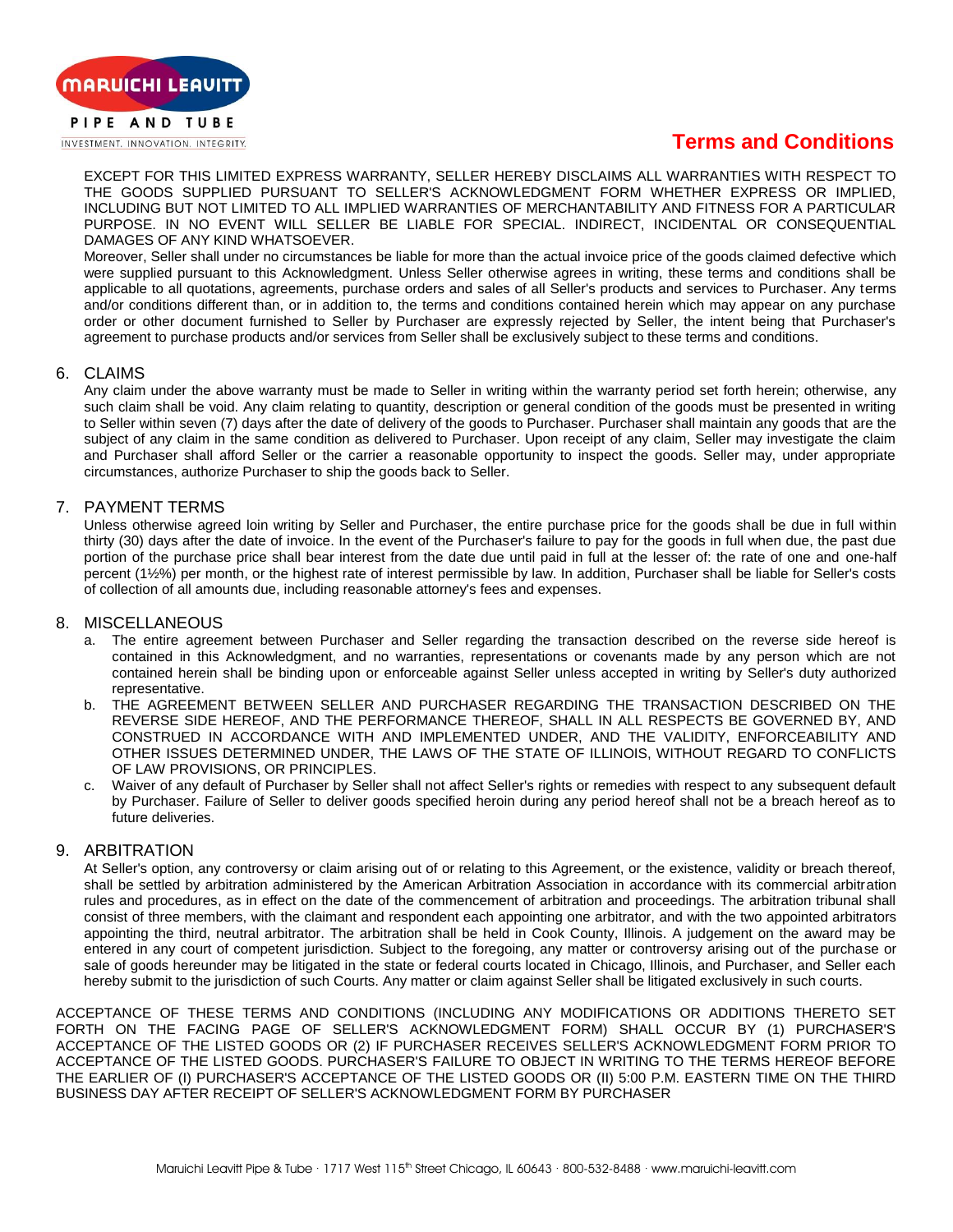# Terms and Conditions

EXCEPT FOR THIS LIMITED EXPRESS WARRANTY, SELLER HEREBY DISCLAIMS ALL WARRANTIES WITH RESPECT TO THE GOODS SUPPLIED PURSUANT TO SELLER'S ACKNOWLEDGMENT FORM WHETHER EXPRESS OR IMPLIED, INCLUDING BUT NOT LIMITED TO ALL IMPLIED WARRANTIES OF MERCHANTABILITY AND FITNESS FOR A PARTICULAR PURPOSE. IN NO EVENT WILL SELLER BE LIABLE FOR SPECIAL. INDIRECT, INCIDENTAL OR CONSEQUENTIAL DAMAGES OF ANY KIND WHATSOEVER.

Moreover, Seller shall under no circumstances be liable for more than the actual invoice price of the goods claimed defective which were supplied pursuant to this Acknowledgment. Unless Seller otherwise agrees in writing, these terms and conditions shall be applicable to all quotations, agreements, purchase orders and sales of all Seller's products and services to Purchaser. Any terms and/or conditions different than, or in addition to, the terms and conditions contained herein which may appear on any purchase order or other document furnished to Seller by Purchaser are expressly rejected by Seller, the intent being that Purchaser's agreement to purchase products and/or services from Seller shall be exclusively subject to these terms and conditions.

## 6. CLAIMS

Any claim under the above warranty must be made to Seller in writing within the warranty period set forth herein; otherwise, any such claim shall be void. Any claim relating to quantity, description or general condition of the goods must be presented in writing to Seller within seven (7) days after the date of delivery of the goods to Purchaser. Purchaser shall maintain any goods that are the subject of any claim in the same condition as delivered to Purchaser. Upon receipt of any claim, Seller may investigate the claim and Purchaser shall afford Seller or the carrier a reasonable opportunity to inspect the goods. Seller may, under appropriate circumstances, authorize Purchaser to ship the goods back to Seller.

## 7. PAYMENT TERMS

Unless otherwise agreed loin writing by Seller and Purchaser, the entire purchase price for the goods shall be due in full within thirty (30) days after the date of invoice. In the event of the Purchaser's failure to pay for the goods in full when due, the past due portion of the purchase price shall bear interest from the date due until paid in full at the lesser of: the rate of one and one-half percent (1½%) per month, or the highest rate of interest permissible by law. In addition, Purchaser shall be liable for Seller's costs of collection of all amounts due, including reasonable attorney's fees and expenses.

## 8. MISCELLANEOUS

a. The entire agreement between Purchaser and Seller regarding the transaction described on the reverse side hereof is contained in this Acknowledgment, and no warranties, representations or covenants made by any person which are not contained herein shall be binding upon or enforceable against Seller unless accepted in writing by Seller's duty authorized representative.

b. THE AGREEMENT BETWEEN SELLER AND PURCHASER REGARDING THE TRANSACTION DESCRIBED ON THE REVERSE SIDE HEREOF, AND THE PERFORMANCE THEREOF, SHALL IN ALL RESPECTS BE GOVERNED BY, AND CONSTRUED IN ACCORDANCE WITH AND IMPLEMENTED UNDER, AND THE VALIDITY, ENFORCEABILITY AND OTHER ISSUES DETERMINED UNDER, THE LAWS OF THE STATE OF ILLINOIS, WITHOUT REGARD TO CONFLICTS OF LAW PROVISIONS, OR PRINCIPLES.

c. Waiver of any default of Purchaser by Seller shall not affect Seller's rights or remedies with respect to any subsequent default by Purchaser. Failure of Seller to deliver goods specified heroin during any period hereof shall not be a breach hereof as to future deliveries.

## 9. ARBITRATION

At Seller's option, any controversy or claim arising out of or relating to this Agreement, or the existence, validity or breach thereof, shall be settled by arbitration administered by the American Arbitration Association in accordance with its commercial arbitration rules and procedures, as in effect on the date of the commencement of arbitration and proceedings. The arbitration tribunal shall consist of three members, with the claimant and respondent each appointing one arbitrator, and with the two appointed arbitrators appointing the third, neutral arbitrator. The arbitration shall be held in Cook County, Illinois. A judgement on the award may be entered in any court of competent jurisdiction. Subject to the foregoing, any matter or controversy arising out of the purchase or sale of goods hereunder may be litigated in the state or federal courts located in Chicago, Illinois, and Purchaser, and Seller each hereby submit to the jurisdiction of such Courts. Any matter or claim against Seller shall be litigated exclusively in such courts.

ACCEPTANCE OF THESE TERMS AND CONDITIONS (INCLUDING ANY MODIFICATIONS OR ADDITIONS THERETO SET FORTH ON THE FACING PAGE OF SELLER'S ACKNOWLEDGMENT FORM) SHALL OCCUR BY (1) PURCHASER'S ACCEPTANCE OF THE LISTED GOODS OR (2) IF PURCHASER RECEIVES SELLER'S ACKNOWLEDGMENT FORM PRIOR TO ACCEPTANCE OF THE LISTED GOODS. PURCHASER'S FAILURE TO OBJECT IN WRITING TO THE TERMS HEREOF BEFORE THE EARLIER OF (I) PURCHASER'S ACCEPTANCE OF THE LISTED GOODS OR (II) 5:00 P.M. EASTERN TIME ON THE THIRD BUSINESS DAY AFTER RECEIPT OF SELLER'S ACKNOWLEDGMENT FORM BY PURCHASER